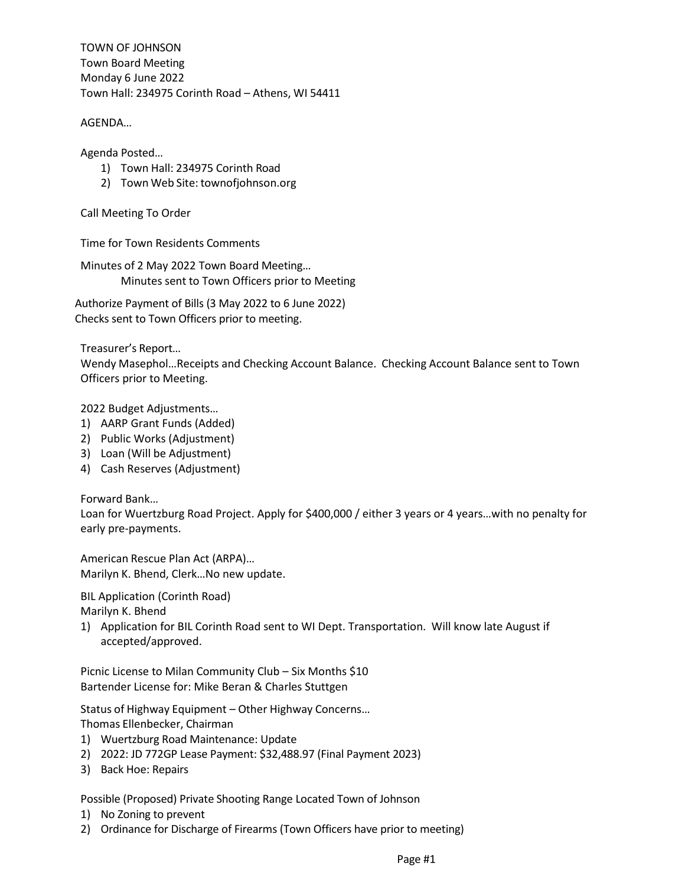TOWN OF JOHNSON
Town Board Meeting
Monday 6 June 2022
Town Hall: 234975 Corinth Road – Athens, WI 54411

AGENDA…

Agenda Posted…

1) Town Hall: 234975 Corinth Road
2) Town Web Site: townofjohnson.org

Call Meeting To Order

Time for Town Residents Comments

Minutes of 2 May 2022 Town Board Meeting…
Minutes sent to Town Officers prior to Meeting

Authorize Payment of Bills (3 May 2022 to 6 June 2022)
Checks sent to Town Officers prior to meeting.

Treasurer's Report…
Wendy Masephol…Receipts and Checking Account Balance. Checking Account Balance sent to Town Officers prior to Meeting.

2022 Budget Adjustments…

1) AARP Grant Funds (Added)
2) Public Works (Adjustment)
3) Loan (Will be Adjustment)
4) Cash Reserves (Adjustment)

Forward Bank…
Loan for Wuertzburg Road Project. Apply for $400,000 / either 3 years or 4 years…with no penalty for early pre-payments.

American Rescue Plan Act (ARPA)…
Marilyn K. Bhend, Clerk…No new update.

BIL Application (Corinth Road)
Marilyn K. Bhend

1) Application for BIL Corinth Road sent to WI Dept. Transportation. Will know late August if accepted/approved.

Picnic License to Milan Community Club – Six Months $10
Bartender License for: Mike Beran & Charles Stuttgen

Status of Highway Equipment – Other Highway Concerns…
Thomas Ellenbecker, Chairman

1) Wuertzburg Road Maintenance: Update
2) 2022: JD 772GP Lease Payment: $32,488.97 (Final Payment 2023)
3) Back Hoe: Repairs

Possible (Proposed) Private Shooting Range Located Town of Johnson

1) No Zoning to prevent
2) Ordinance for Discharge of Firearms (Town Officers have prior to meeting)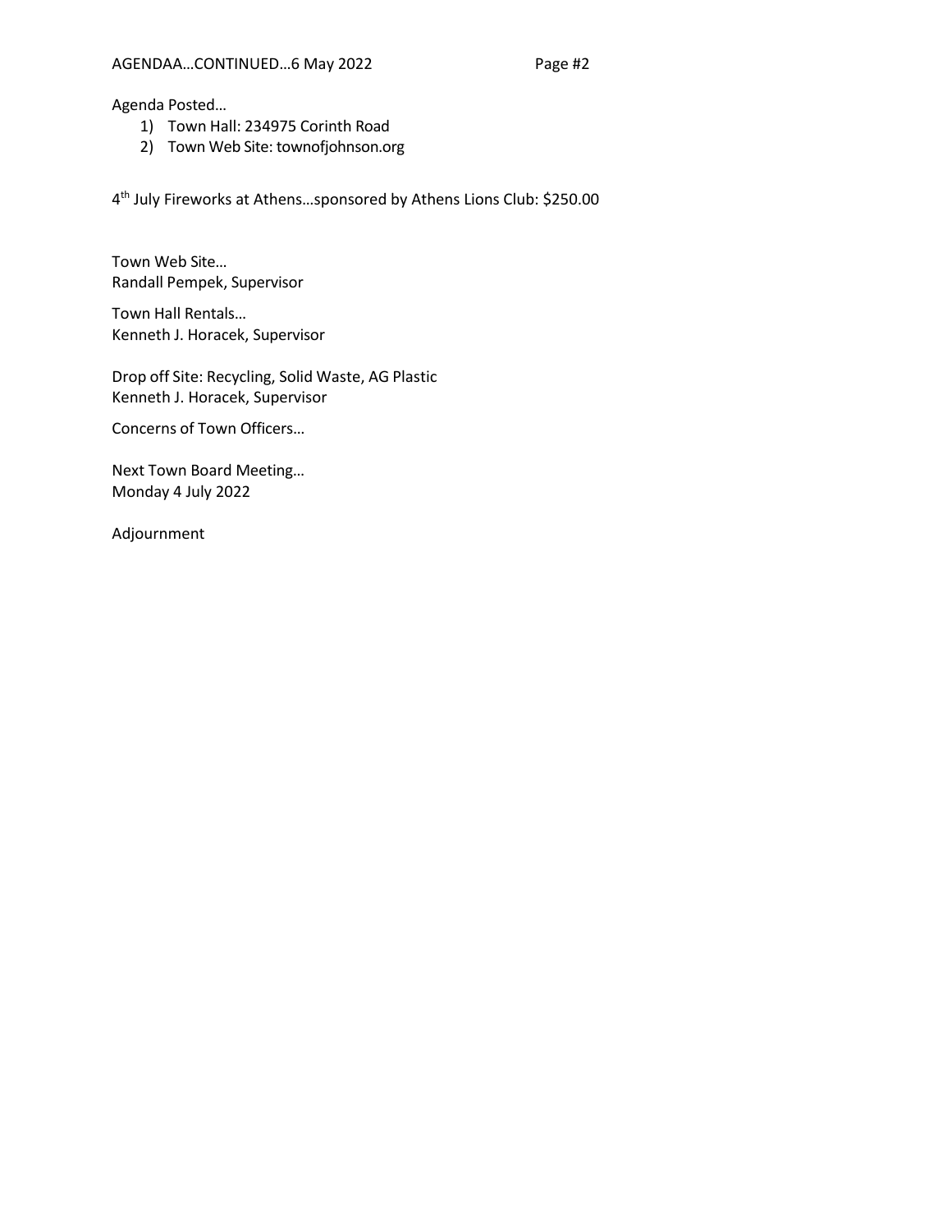Agenda Posted…

1) Town Hall: 234975 Corinth Road
2) Town Web Site: townofjohnson.org

4th July Fireworks at Athens…sponsored by Athens Lions Club: $250.00

Town Web Site…
Randall Pempek, Supervisor

Town Hall Rentals…
Kenneth J. Horacek, Supervisor

Drop off Site: Recycling, Solid Waste, AG Plastic
Kenneth J. Horacek, Supervisor

Concerns of Town Officers…

Next Town Board Meeting…
Monday 4 July 2022

Adjournment